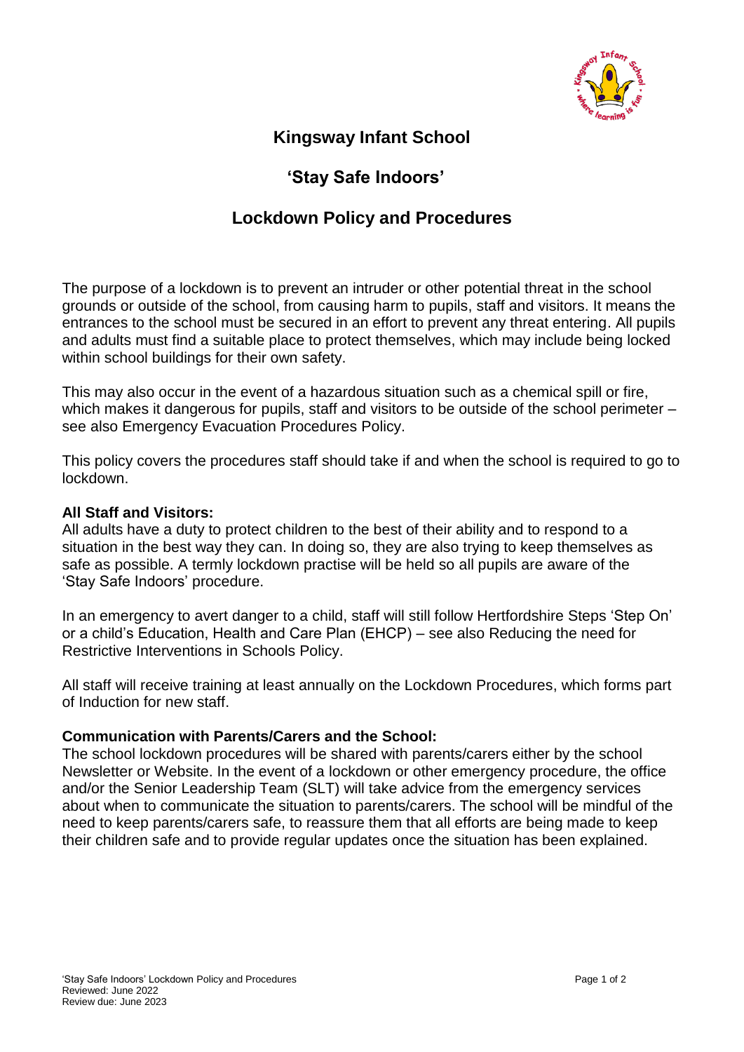# Kingsway Infant School

## 'Stay Safe Indoors'

## Lockdown Policy and Procedures

The purpose of a lockdown is to prevent an intruder or other potential threat in the school grounds or outside of the school, from causing harm to pupils, staff and visitors. It means the entrances to the school must be secured in an effort to prevent any threat entering. All pupils and adults must find a suitable place to protect themselves, which may include being locked within school buildings for their own safety.

This may also occur in the event of a hazardous situation such as a chemical spill or fire, which makes it dangerous for pupils, staff and visitors to be outside of the school perimeter – see also Emergency Evacuation Procedures Policy.

This policy covers the procedures staff should take if and when the school is required to go to lockdown.

**All Staff and Visitors:**
All adults have a duty to protect children to the best of their ability and to respond to a situation in the best way they can. In doing so, they are also trying to keep themselves as safe as possible. A termly lockdown practise will be held so all pupils are aware of the 'Stay Safe Indoors' procedure.

In an emergency to avert danger to a child, staff will still follow Hertfordshire Steps 'Step On' or a child's Education, Health and Care Plan (EHCP) – see also Reducing the need for Restrictive Interventions in Schools Policy.

All staff will receive training at least annually on the Lockdown Procedures, which forms part of Induction for new staff.

**Communication with Parents/Carers and the School:**
The school lockdown procedures will be shared with parents/carers either by the school Newsletter or Website. In the event of a lockdown or other emergency procedure, the office and/or the Senior Leadership Team (SLT) will take advice from the emergency services about when to communicate the situation to parents/carers. The school will be mindful of the need to keep parents/carers safe, to reassure them that all efforts are being made to keep their children safe and to provide regular updates once the situation has been explained.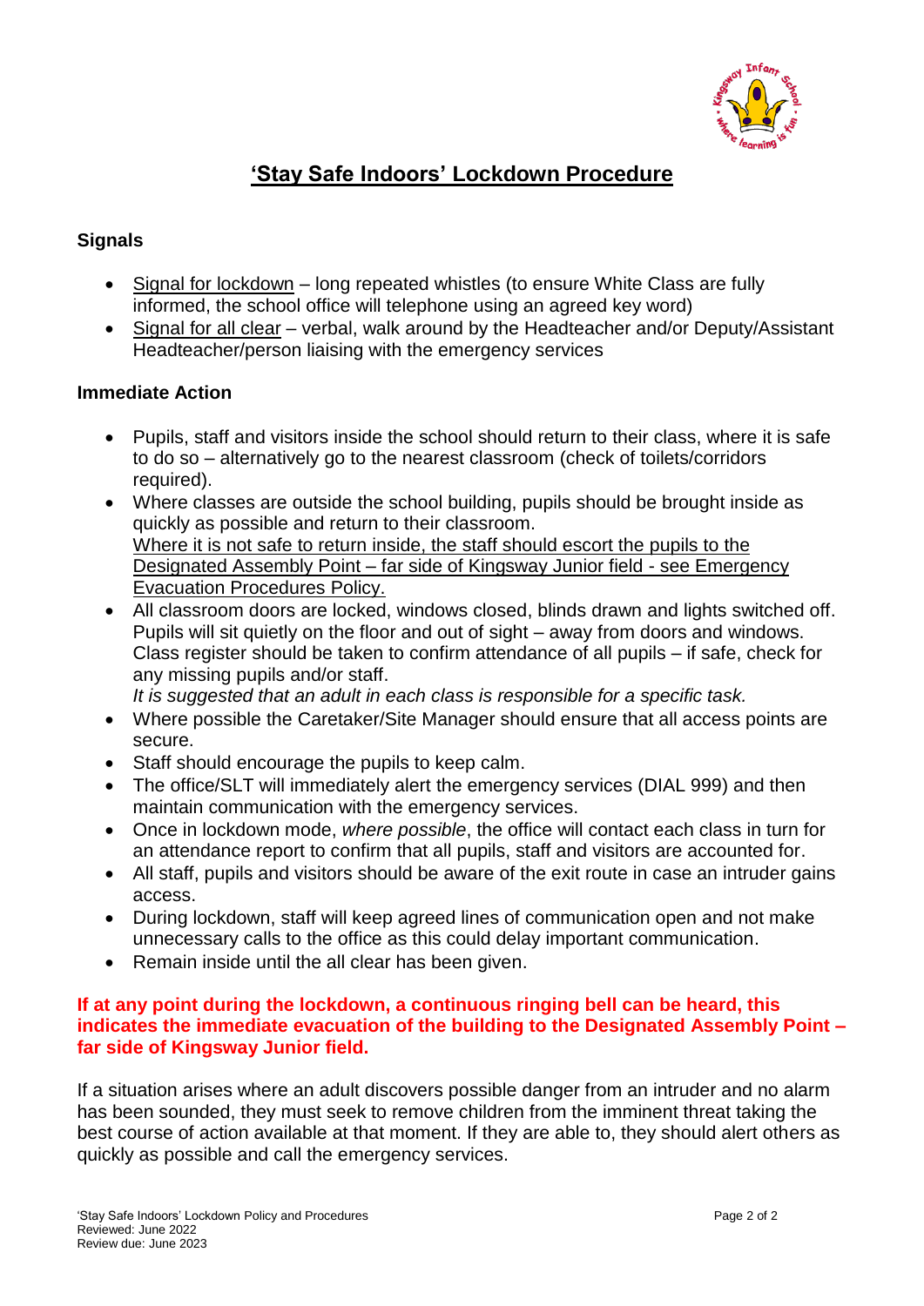# 'Stay Safe Indoors' Lockdown Procedure

## Signals

- Signal for lockdown – long repeated whistles (to ensure White Class are fully informed, the school office will telephone using an agreed key word)
- Signal for all clear – verbal, walk around by the Headteacher and/or Deputy/Assistant Headteacher/person liaising with the emergency services

## Immediate Action

- Pupils, staff and visitors inside the school should return to their class, where it is safe to do so – alternatively go to the nearest classroom (check of toilets/corridors required).
- Where classes are outside the school building, pupils should be brought inside as quickly as possible and return to their classroom.
  Where it is not safe to return inside, the staff should escort the pupils to the Designated Assembly Point – far side of Kingsway Junior field - see Emergency Evacuation Procedures Policy.
- All classroom doors are locked, windows closed, blinds drawn and lights switched off. Pupils will sit quietly on the floor and out of sight – away from doors and windows. Class register should be taken to confirm attendance of all pupils – if safe, check for any missing pupils and/or staff.
  *It is suggested that an adult in each class is responsible for a specific task.*
- Where possible the Caretaker/Site Manager should ensure that all access points are secure.
- Staff should encourage the pupils to keep calm.
- The office/SLT will immediately alert the emergency services (DIAL 999) and then maintain communication with the emergency services.
- Once in lockdown mode, *where possible*, the office will contact each class in turn for an attendance report to confirm that all pupils, staff and visitors are accounted for.
- All staff, pupils and visitors should be aware of the exit route in case an intruder gains access.
- During lockdown, staff will keep agreed lines of communication open and not make unnecessary calls to the office as this could delay important communication.
- Remain inside until the all clear has been given.

**If at any point during the lockdown, a continuous ringing bell can be heard, this indicates the immediate evacuation of the building to the Designated Assembly Point – far side of Kingsway Junior field.**

If a situation arises where an adult discovers possible danger from an intruder and no alarm has been sounded, they must seek to remove children from the imminent threat taking the best course of action available at that moment. If they are able to, they should alert others as quickly as possible and call the emergency services.